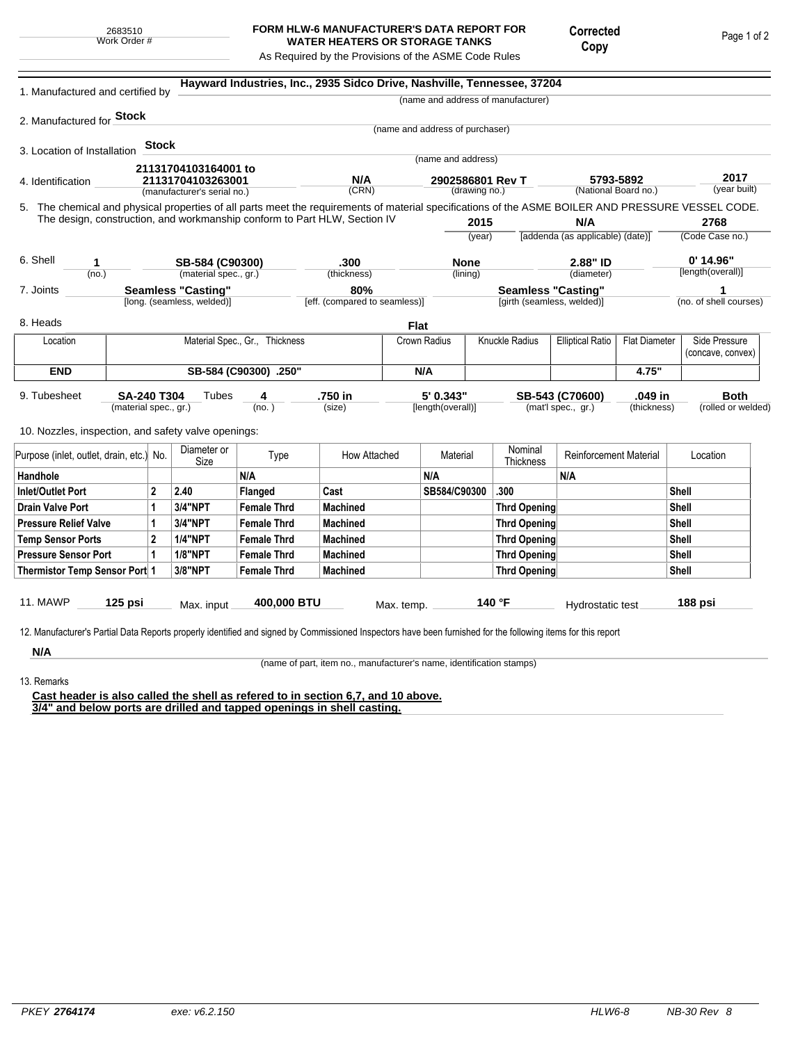2683510
Work Order #

# FORM HLW-6 MANUFACTURER'S DATA REPORT FOR WATER HEATERS OR STORAGE TANKS

As Required by the Provisions of the ASME Code Rules

**Corrected Copy**

1. Manufactured and certified by **Hayward Industries, Inc., 2935 Sidco Drive, Nashville, Tennessee, 37204**
(name and address of manufacturer)

2. Manufactured for **Stock**
(name and address of purchaser)

3. Location of Installation **Stock**
(name and address)

4. Identification **21131704103164001 to 21131704103263001** (manufacturer's serial no.) | **N/A** (CRN) | **2902586801 Rev T** (drawing no.) | **5793-5892** (National Board no.) | **2017** (year built)

5. The chemical and physical properties of all parts meet the requirements of material specifications of the ASME BOILER AND PRESSURE VESSEL CODE. The design, construction, and workmanship conform to Part HLW, Section IV **2015** (year) | **N/A** [addenda (as applicable) (date)] | **2768** (Code Case no.)

6. Shell **1** (no.) | **SB-584 (C90300)** (material spec., gr.) | **.300** (thickness) | **None** (lining) | **2.88" ID** (diameter) | **0' 14.96"** [length(overall)]

7. Joints **Seamless "Casting"** [long. (seamless, welded)] | **80%** [eff. (compared to seamless)] | **Seamless "Casting"** [girth (seamless, welded)] | **1** (no. of shell courses)

8. Heads **Flat**

| Location | Material Spec., Gr., Thickness | Crown Radius | Knuckle Radius | Elliptical Ratio | Flat Diameter | Side Pressure (concave, convex) |
|---|---|---|---|---|---|---|
| **END** | **SB-584 (C90300) .250"** | **N/A** | | | **4.75"** | |

9. Tubesheet **SA-240 T304** (material spec., gr.) Tubes **4** (no.) | **.750 in** (size) | **5' 0.343"** [length(overall)] | **SB-543 (C70600)** (mat'l spec., gr.) | **.049 in** (thickness) | **Both** (rolled or welded)

10. Nozzles, inspection, and safety valve openings:

| Purpose (inlet, outlet, drain, etc.) | No. | Diameter or Size | Type | How Attached | Material | Nominal Thickness | Reinforcement Material | Location |
|---|---|---|---|---|---|---|---|---|
| **Handhole** | | | **N/A** | | **N/A** | | **N/A** | |
| **Inlet/Outlet Port** | **2** | **2.40** | **Flanged** | **Cast** | **SB584/C90300** | **.300** | | **Shell** |
| **Drain Valve Port** | **1** | **3/4"NPT** | **Female Thrd** | **Machined** | | **Thrd Opening** | | **Shell** |
| **Pressure Relief Valve** | **1** | **3/4"NPT** | **Female Thrd** | **Machined** | | **Thrd Opening** | | **Shell** |
| **Temp Sensor Ports** | **2** | **1/4"NPT** | **Female Thrd** | **Machined** | | **Thrd Opening** | | **Shell** |
| **Pressure Sensor Port** | **1** | **1/8"NPT** | **Female Thrd** | **Machined** | | **Thrd Opening** | | **Shell** |
| **Thermistor Temp Sensor Port** | **1** | **3/8"NPT** | **Female Thrd** | **Machined** | | **Thrd Opening** | | **Shell** |

11. MAWP **125 psi** Max. input **400,000 BTU** Max. temp. **140 °F** Hydrostatic test **188 psi**

12. Manufacturer's Partial Data Reports properly identified and signed by Commissioned Inspectors have been furnished for the following items for this report

**N/A**
(name of part, item no., manufacturer's name, identification stamps)

13. Remarks

**Cast header is also called the shell as refered to in section 6,7, and 10 above.**
**3/4" and below ports are drilled and tapped openings in shell casting.**

*PKEY* ***2764174*** *exe: v6.2.150* *HLW6-8* *NB-30 Rev 8*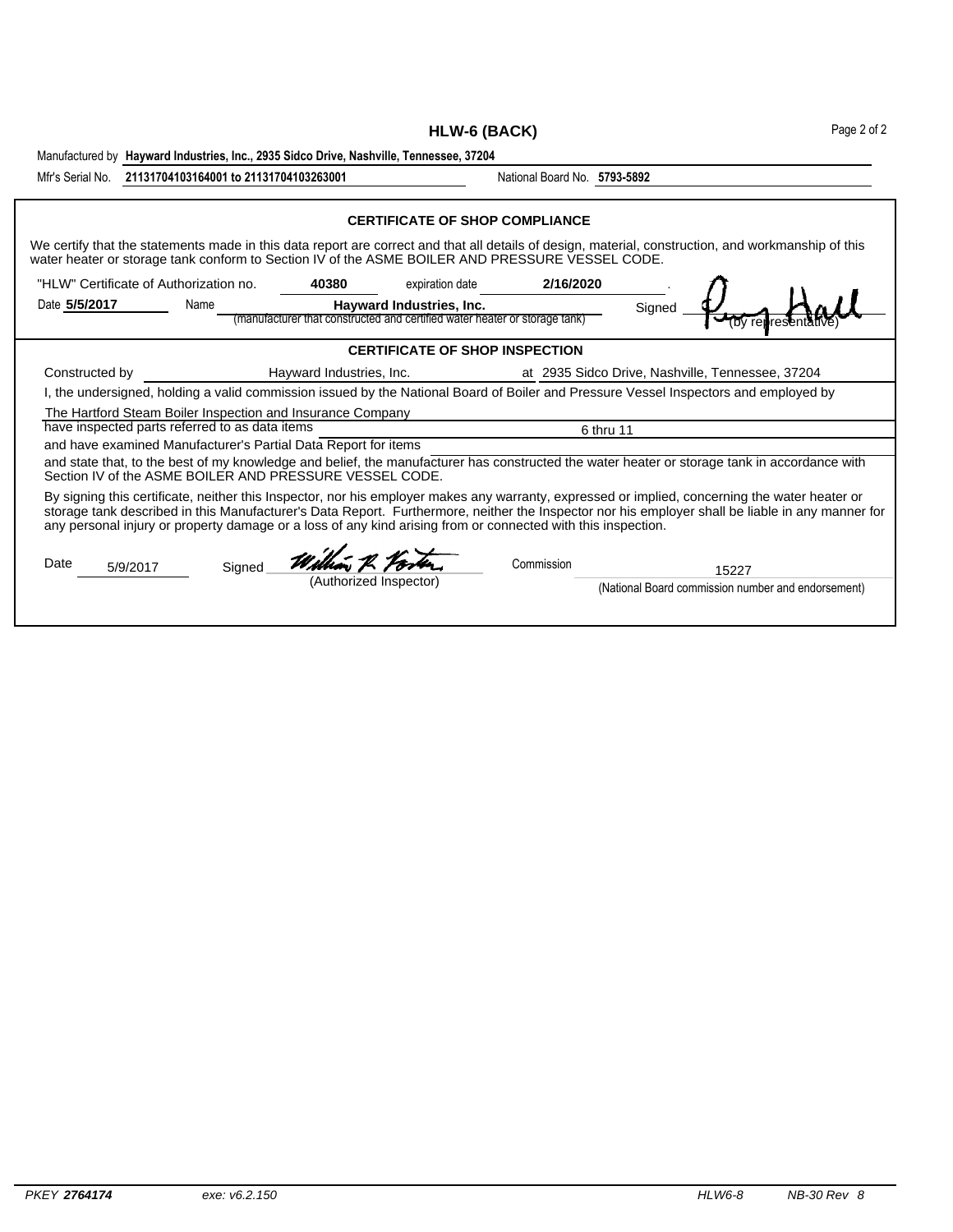# HLW-6 (BACK)

Manufactured by **Hayward Industries, Inc., 2935 Sidco Drive, Nashville, Tennessee, 37204**

Mfr's Serial No. **21131704103164001 to 21131704103263001** National Board No. **5793-5892**

## CERTIFICATE OF SHOP COMPLIANCE

We certify that the statements made in this data report are correct and that all details of design, material, construction, and workmanship of this water heater or storage tank conform to Section IV of the ASME BOILER AND PRESSURE VESSEL CODE.

"HLW" Certificate of Authorization no. **40380** expiration date **2/16/2020**.

Date **5/5/2017** Name **Hayward Industries, Inc.** Signed ____________
(manufacturer that constructed and certified water heater or storage tank) (by representative)

## CERTIFICATE OF SHOP INSPECTION

Constructed by Hayward Industries, Inc. at 2935 Sidco Drive, Nashville, Tennessee, 37204

I, the undersigned, holding a valid commission issued by the National Board of Boiler and Pressure Vessel Inspectors and employed by The Hartford Steam Boiler Inspection and Insurance Company

have inspected parts referred to as data items 6 thru 11

and have examined Manufacturer's Partial Data Report for items

and state that, to the best of my knowledge and belief, the manufacturer has constructed the water heater or storage tank in accordance with Section IV of the ASME BOILER AND PRESSURE VESSEL CODE.

By signing this certificate, neither this Inspector, nor his employer makes any warranty, expressed or implied, concerning the water heater or storage tank described in this Manufacturer's Data Report. Furthermore, neither the Inspector nor his employer shall be liable in any manner for any personal injury or property damage or a loss of any kind arising from or connected with this inspection.

Date 5/9/2017 Signed ____________ Commission 15227
(Authorized Inspector) (National Board commission number and endorsement)

PKEY **2764174** exe: v6.2.150 HLW6-8 NB-30 Rev 8